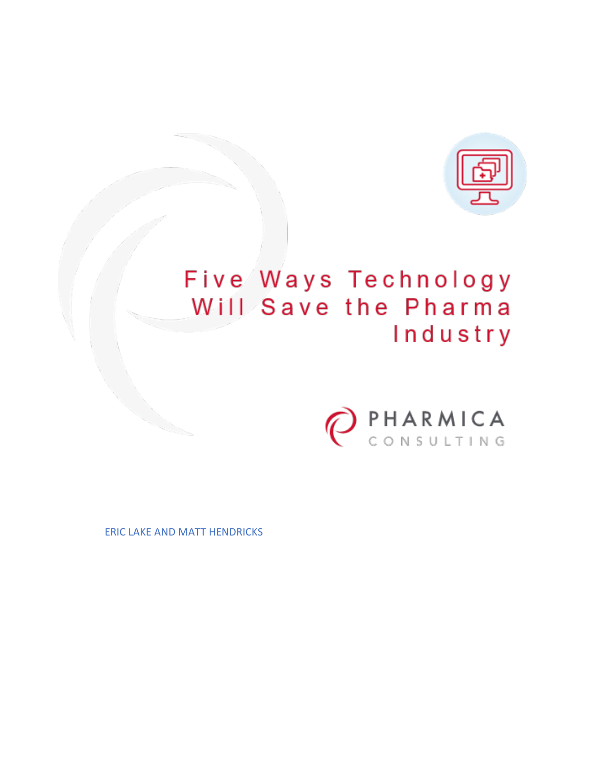# Five Ways Technology Will Save the Pharma Industry

PHARMICA
CONSULTING

ERIC LAKE AND MATT HENDRICKS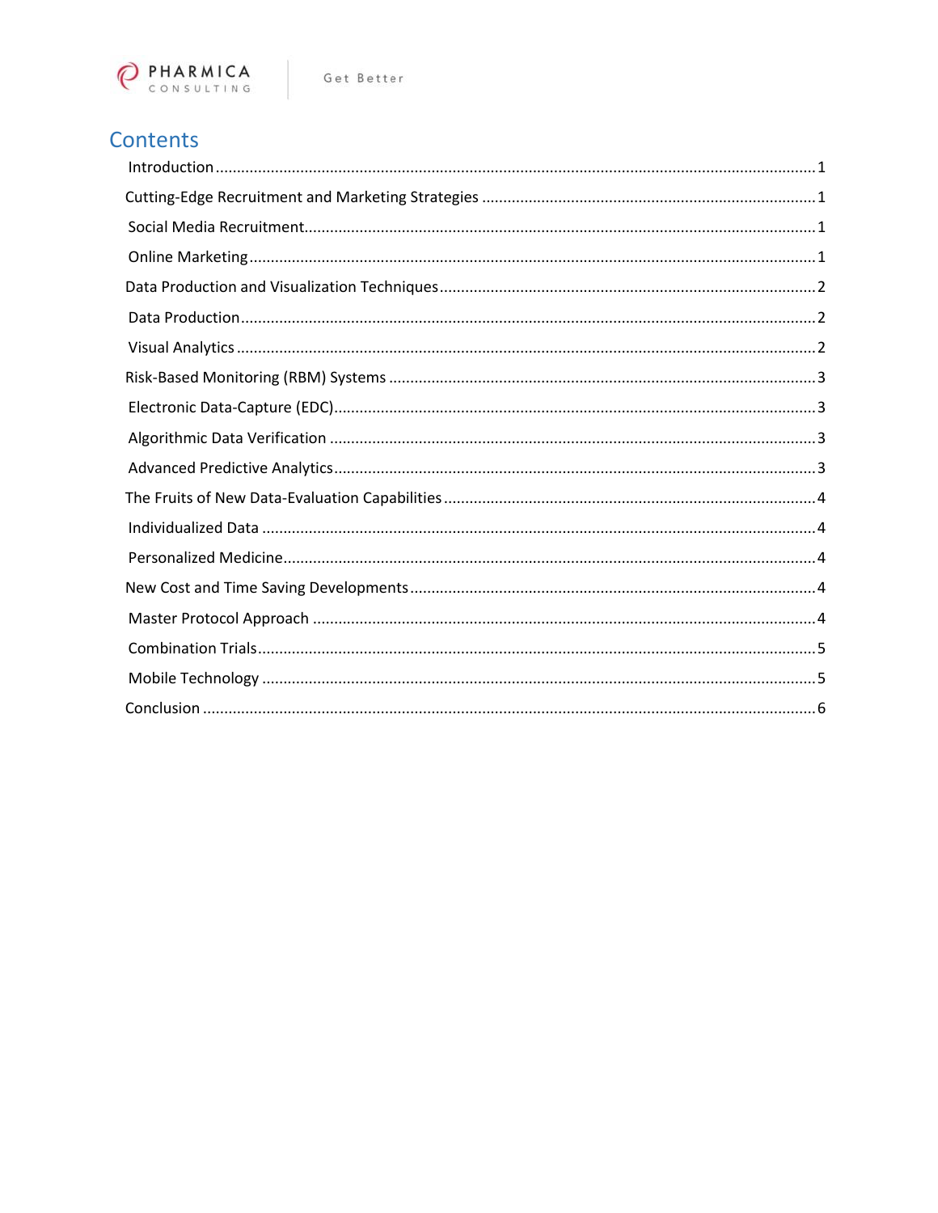# Contents

- Introduction ........ 1
- Cutting-Edge Recruitment and Marketing Strategies ........ 1
  - Social Media Recruitment ........ 1
  - Online Marketing ........ 1
- Data Production and Visualization Techniques ........ 2
  - Data Production ........ 2
  - Visual Analytics ........ 2
- Risk-Based Monitoring (RBM) Systems ........ 3
  - Electronic Data-Capture (EDC) ........ 3
  - Algorithmic Data Verification ........ 3
  - Advanced Predictive Analytics ........ 3
- The Fruits of New Data-Evaluation Capabilities ........ 4
  - Individualized Data ........ 4
  - Personalized Medicine ........ 4
- New Cost and Time Saving Developments ........ 4
  - Master Protocol Approach ........ 4
  - Combination Trials ........ 5
  - Mobile Technology ........ 5
- Conclusion ........ 6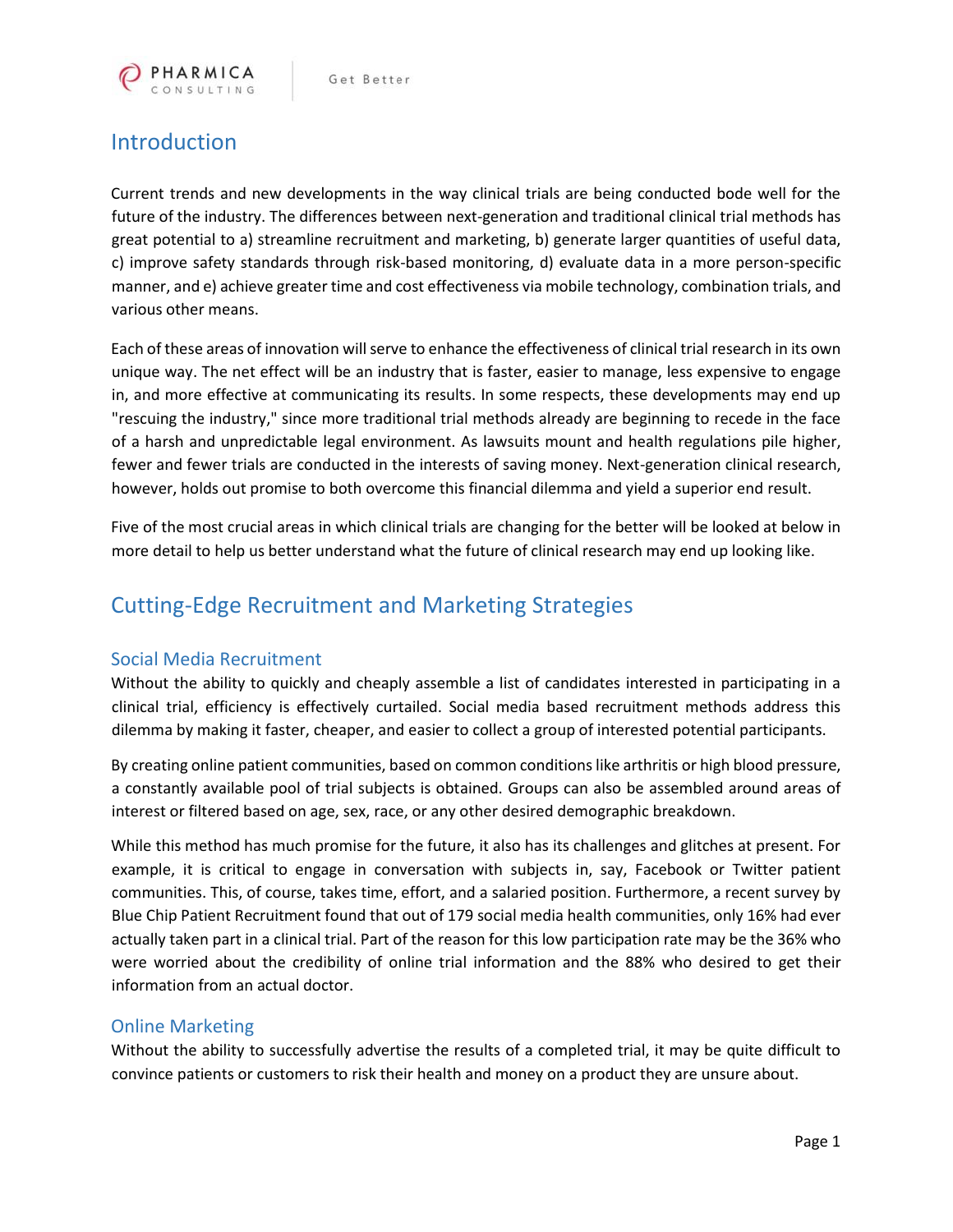## Introduction

Current trends and new developments in the way clinical trials are being conducted bode well for the future of the industry. The differences between next-generation and traditional clinical trial methods has great potential to a) streamline recruitment and marketing, b) generate larger quantities of useful data, c) improve safety standards through risk-based monitoring, d) evaluate data in a more person-specific manner, and e) achieve greater time and cost effectiveness via mobile technology, combination trials, and various other means.

Each of these areas of innovation will serve to enhance the effectiveness of clinical trial research in its own unique way. The net effect will be an industry that is faster, easier to manage, less expensive to engage in, and more effective at communicating its results. In some respects, these developments may end up "rescuing the industry," since more traditional trial methods already are beginning to recede in the face of a harsh and unpredictable legal environment. As lawsuits mount and health regulations pile higher, fewer and fewer trials are conducted in the interests of saving money. Next-generation clinical research, however, holds out promise to both overcome this financial dilemma and yield a superior end result.

Five of the most crucial areas in which clinical trials are changing for the better will be looked at below in more detail to help us better understand what the future of clinical research may end up looking like.

## Cutting-Edge Recruitment and Marketing Strategies

### Social Media Recruitment

Without the ability to quickly and cheaply assemble a list of candidates interested in participating in a clinical trial, efficiency is effectively curtailed. Social media based recruitment methods address this dilemma by making it faster, cheaper, and easier to collect a group of interested potential participants.

By creating online patient communities, based on common conditions like arthritis or high blood pressure, a constantly available pool of trial subjects is obtained. Groups can also be assembled around areas of interest or filtered based on age, sex, race, or any other desired demographic breakdown.

While this method has much promise for the future, it also has its challenges and glitches at present. For example, it is critical to engage in conversation with subjects in, say, Facebook or Twitter patient communities. This, of course, takes time, effort, and a salaried position. Furthermore, a recent survey by Blue Chip Patient Recruitment found that out of 179 social media health communities, only 16% had ever actually taken part in a clinical trial. Part of the reason for this low participation rate may be the 36% who were worried about the credibility of online trial information and the 88% who desired to get their information from an actual doctor.

### Online Marketing

Without the ability to successfully advertise the results of a completed trial, it may be quite difficult to convince patients or customers to risk their health and money on a product they are unsure about.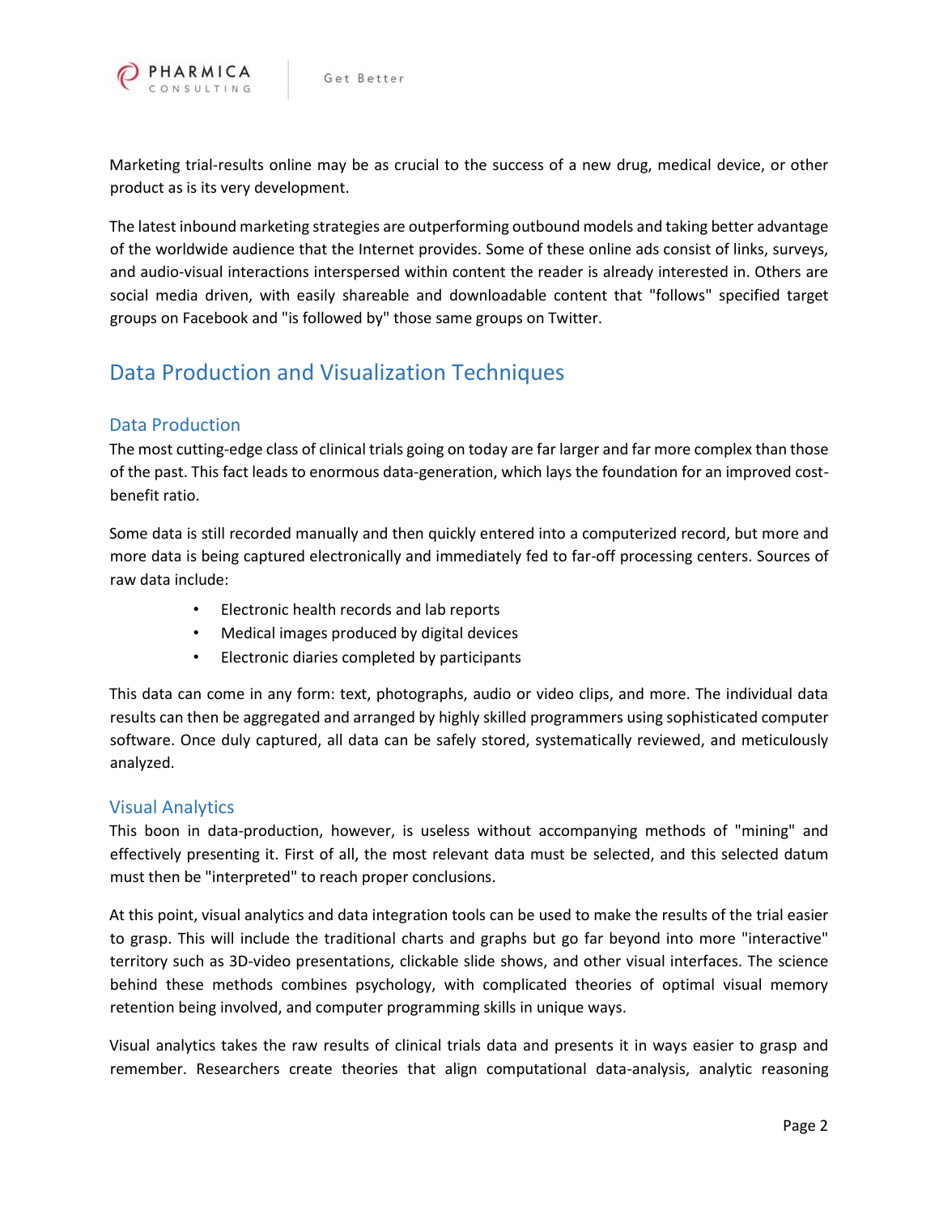Marketing trial-results online may be as crucial to the success of a new drug, medical device, or other product as is its very development.

The latest inbound marketing strategies are outperforming outbound models and taking better advantage of the worldwide audience that the Internet provides. Some of these online ads consist of links, surveys, and audio-visual interactions interspersed within content the reader is already interested in. Others are social media driven, with easily shareable and downloadable content that "follows" specified target groups on Facebook and "is followed by" those same groups on Twitter.

## Data Production and Visualization Techniques

### Data Production

The most cutting-edge class of clinical trials going on today are far larger and far more complex than those of the past. This fact leads to enormous data-generation, which lays the foundation for an improved cost-benefit ratio.

Some data is still recorded manually and then quickly entered into a computerized record, but more and more data is being captured electronically and immediately fed to far-off processing centers. Sources of raw data include:

- Electronic health records and lab reports
- Medical images produced by digital devices
- Electronic diaries completed by participants

This data can come in any form: text, photographs, audio or video clips, and more. The individual data results can then be aggregated and arranged by highly skilled programmers using sophisticated computer software. Once duly captured, all data can be safely stored, systematically reviewed, and meticulously analyzed.

### Visual Analytics

This boon in data-production, however, is useless without accompanying methods of "mining" and effectively presenting it. First of all, the most relevant data must be selected, and this selected datum must then be "interpreted" to reach proper conclusions.

At this point, visual analytics and data integration tools can be used to make the results of the trial easier to grasp. This will include the traditional charts and graphs but go far beyond into more "interactive" territory such as 3D-video presentations, clickable slide shows, and other visual interfaces. The science behind these methods combines psychology, with complicated theories of optimal visual memory retention being involved, and computer programming skills in unique ways.

Visual analytics takes the raw results of clinical trials data and presents it in ways easier to grasp and remember. Researchers create theories that align computational data-analysis, analytic reasoning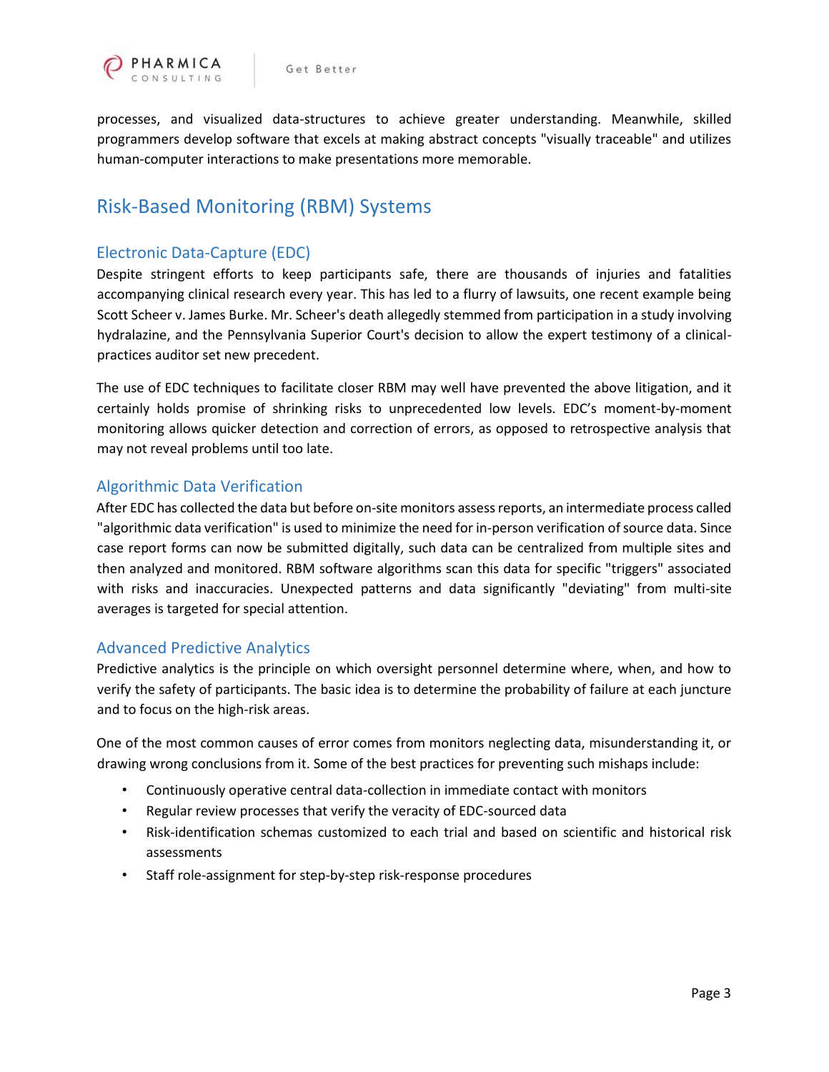processes, and visualized data-structures to achieve greater understanding. Meanwhile, skilled programmers develop software that excels at making abstract concepts "visually traceable" and utilizes human-computer interactions to make presentations more memorable.

## Risk-Based Monitoring (RBM) Systems

### Electronic Data-Capture (EDC)

Despite stringent efforts to keep participants safe, there are thousands of injuries and fatalities accompanying clinical research every year. This has led to a flurry of lawsuits, one recent example being Scott Scheer v. James Burke. Mr. Scheer's death allegedly stemmed from participation in a study involving hydralazine, and the Pennsylvania Superior Court's decision to allow the expert testimony of a clinical-practices auditor set new precedent.

The use of EDC techniques to facilitate closer RBM may well have prevented the above litigation, and it certainly holds promise of shrinking risks to unprecedented low levels. EDC's moment-by-moment monitoring allows quicker detection and correction of errors, as opposed to retrospective analysis that may not reveal problems until too late.

### Algorithmic Data Verification

After EDC has collected the data but before on-site monitors assess reports, an intermediate process called "algorithmic data verification" is used to minimize the need for in-person verification of source data. Since case report forms can now be submitted digitally, such data can be centralized from multiple sites and then analyzed and monitored. RBM software algorithms scan this data for specific "triggers" associated with risks and inaccuracies. Unexpected patterns and data significantly "deviating" from multi-site averages is targeted for special attention.

### Advanced Predictive Analytics

Predictive analytics is the principle on which oversight personnel determine where, when, and how to verify the safety of participants. The basic idea is to determine the probability of failure at each juncture and to focus on the high-risk areas.

One of the most common causes of error comes from monitors neglecting data, misunderstanding it, or drawing wrong conclusions from it. Some of the best practices for preventing such mishaps include:

- Continuously operative central data-collection in immediate contact with monitors
- Regular review processes that verify the veracity of EDC-sourced data
- Risk-identification schemas customized to each trial and based on scientific and historical risk assessments
- Staff role-assignment for step-by-step risk-response procedures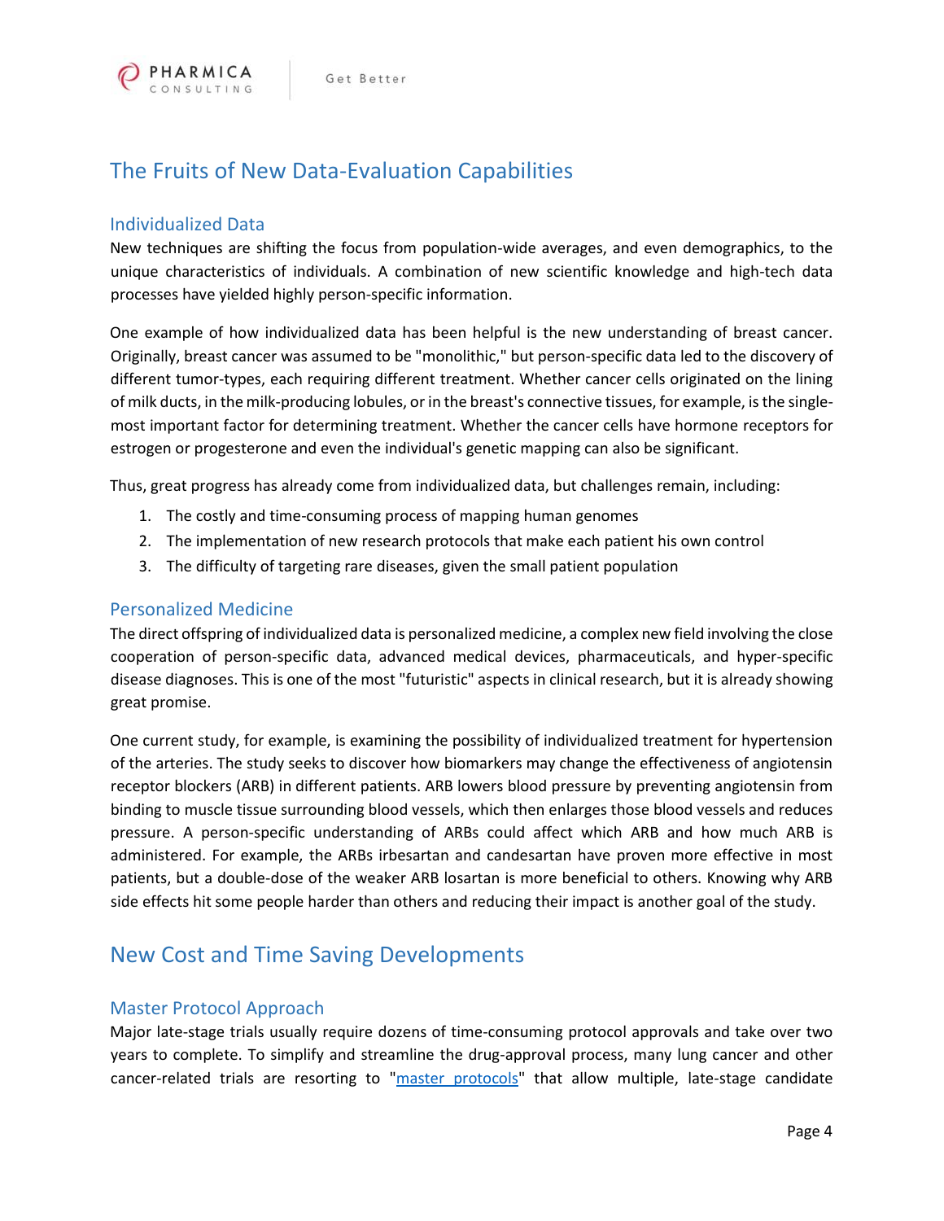# The Fruits of New Data-Evaluation Capabilities

## Individualized Data

New techniques are shifting the focus from population-wide averages, and even demographics, to the unique characteristics of individuals. A combination of new scientific knowledge and high-tech data processes have yielded highly person-specific information.

One example of how individualized data has been helpful is the new understanding of breast cancer. Originally, breast cancer was assumed to be "monolithic," but person-specific data led to the discovery of different tumor-types, each requiring different treatment. Whether cancer cells originated on the lining of milk ducts, in the milk-producing lobules, or in the breast's connective tissues, for example, is the single-most important factor for determining treatment. Whether the cancer cells have hormone receptors for estrogen or progesterone and even the individual's genetic mapping can also be significant.

Thus, great progress has already come from individualized data, but challenges remain, including:

1. The costly and time-consuming process of mapping human genomes
2. The implementation of new research protocols that make each patient his own control
3. The difficulty of targeting rare diseases, given the small patient population

## Personalized Medicine

The direct offspring of individualized data is personalized medicine, a complex new field involving the close cooperation of person-specific data, advanced medical devices, pharmaceuticals, and hyper-specific disease diagnoses. This is one of the most "futuristic" aspects in clinical research, but it is already showing great promise.

One current study, for example, is examining the possibility of individualized treatment for hypertension of the arteries. The study seeks to discover how biomarkers may change the effectiveness of angiotensin receptor blockers (ARB) in different patients. ARB lowers blood pressure by preventing angiotensin from binding to muscle tissue surrounding blood vessels, which then enlarges those blood vessels and reduces pressure. A person-specific understanding of ARBs could affect which ARB and how much ARB is administered. For example, the ARBs irbesartan and candesartan have proven more effective in most patients, but a double-dose of the weaker ARB losartan is more beneficial to others. Knowing why ARB side effects hit some people harder than others and reducing their impact is another goal of the study.

# New Cost and Time Saving Developments

## Master Protocol Approach

Major late-stage trials usually require dozens of time-consuming protocol approvals and take over two years to complete. To simplify and streamline the drug-approval process, many lung cancer and other cancer-related trials are resorting to "master protocols" that allow multiple, late-stage candidate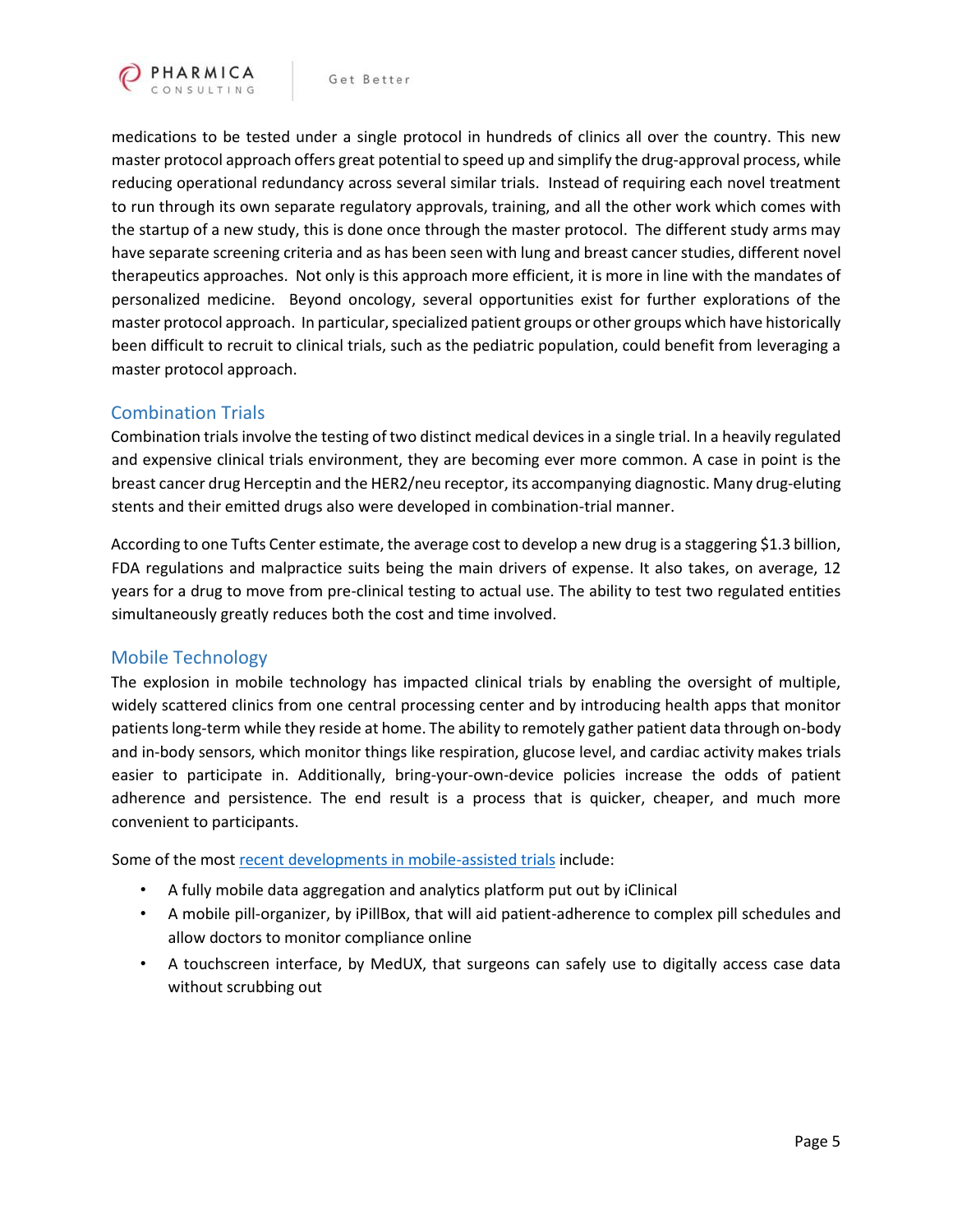medications to be tested under a single protocol in hundreds of clinics all over the country. This new master protocol approach offers great potential to speed up and simplify the drug-approval process, while reducing operational redundancy across several similar trials. Instead of requiring each novel treatment to run through its own separate regulatory approvals, training, and all the other work which comes with the startup of a new study, this is done once through the master protocol. The different study arms may have separate screening criteria and as has been seen with lung and breast cancer studies, different novel therapeutics approaches. Not only is this approach more efficient, it is more in line with the mandates of personalized medicine. Beyond oncology, several opportunities exist for further explorations of the master protocol approach. In particular, specialized patient groups or other groups which have historically been difficult to recruit to clinical trials, such as the pediatric population, could benefit from leveraging a master protocol approach.

## Combination Trials

Combination trials involve the testing of two distinct medical devices in a single trial. In a heavily regulated and expensive clinical trials environment, they are becoming ever more common. A case in point is the breast cancer drug Herceptin and the HER2/neu receptor, its accompanying diagnostic. Many drug-eluting stents and their emitted drugs also were developed in combination-trial manner.

According to one Tufts Center estimate, the average cost to develop a new drug is a staggering $1.3 billion, FDA regulations and malpractice suits being the main drivers of expense. It also takes, on average, 12 years for a drug to move from pre-clinical testing to actual use. The ability to test two regulated entities simultaneously greatly reduces both the cost and time involved.

## Mobile Technology

The explosion in mobile technology has impacted clinical trials by enabling the oversight of multiple, widely scattered clinics from one central processing center and by introducing health apps that monitor patients long-term while they reside at home. The ability to remotely gather patient data through on-body and in-body sensors, which monitor things like respiration, glucose level, and cardiac activity makes trials easier to participate in. Additionally, bring-your-own-device policies increase the odds of patient adherence and persistence. The end result is a process that is quicker, cheaper, and much more convenient to participants.

Some of the most recent developments in mobile-assisted trials include:

- A fully mobile data aggregation and analytics platform put out by iClinical
- A mobile pill-organizer, by iPillBox, that will aid patient-adherence to complex pill schedules and allow doctors to monitor compliance online
- A touchscreen interface, by MedUX, that surgeons can safely use to digitally access case data without scrubbing out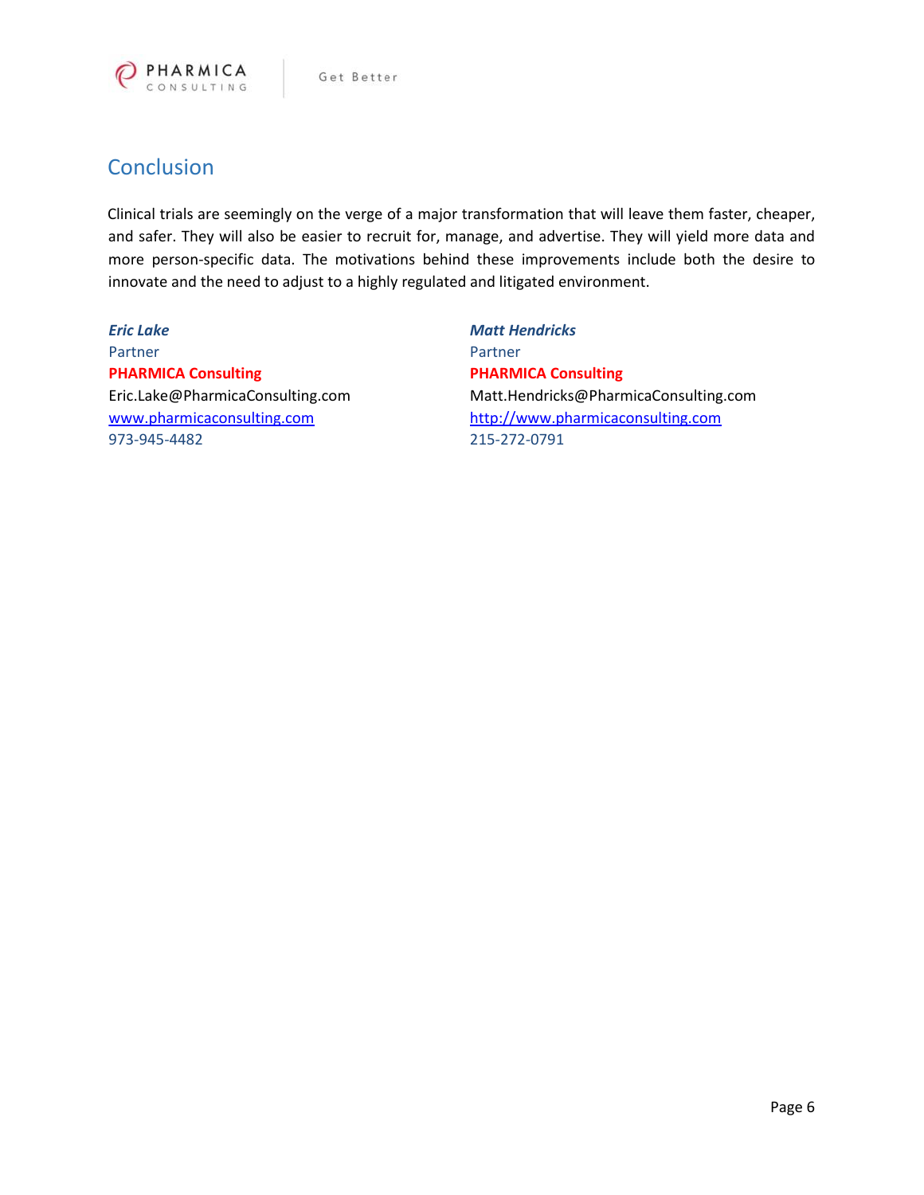## Conclusion

Clinical trials are seemingly on the verge of a major transformation that will leave them faster, cheaper, and safer. They will also be easier to recruit for, manage, and advertise. They will yield more data and more person-specific data. The motivations behind these improvements include both the desire to innovate and the need to adjust to a highly regulated and litigated environment.

***Eric Lake***
Partner
**PHARMICA Consulting**
Eric.Lake@PharmicaConsulting.com
www.pharmicaconsulting.com
973-945-4482

***Matt Hendricks***
Partner
**PHARMICA Consulting**
Matt.Hendricks@PharmicaConsulting.com
http://www.pharmicaconsulting.com
215-272-0791